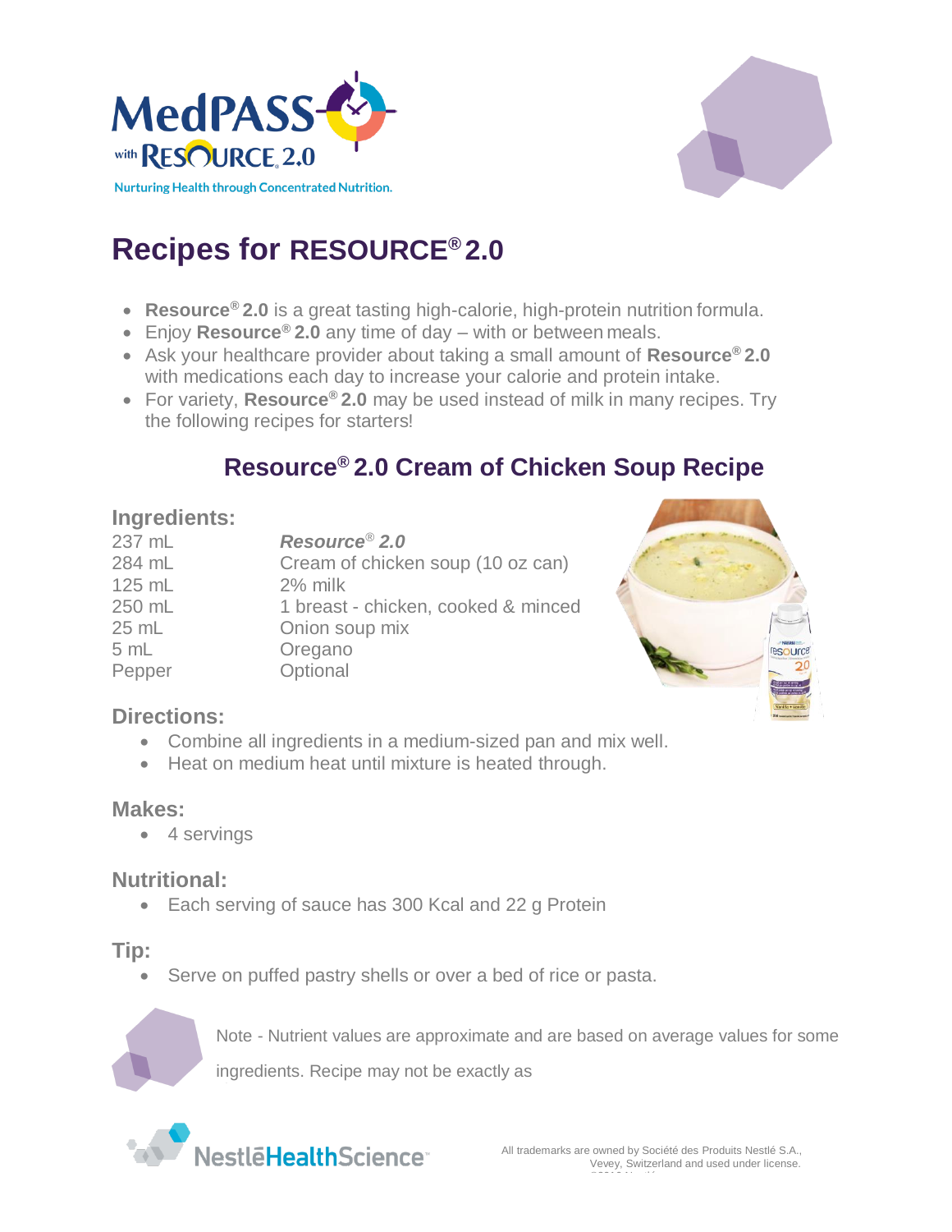MedPASS with RESOURCE 2.0

Nurturing Health through Concentrated Nutrition.

# Recipes for RESOURCE® 2.0

- **Resource® 2.0** is a great tasting high-calorie, high-protein nutrition formula.
- Enjoy **Resource® 2.0** any time of day – with or between meals.
- Ask your healthcare provider about taking a small amount of **Resource® 2.0** with medications each day to increase your calorie and protein intake.
- For variety, **Resource® 2.0** may be used instead of milk in many recipes. Try the following recipes for starters!

## Resource® 2.0 Cream of Chicken Soup Recipe

### Ingredients:

| | |
|---|---|
| 237 mL | ***Resource® 2.0*** |
| 284 mL | Cream of chicken soup (10 oz can) |
| 125 mL | 2% milk |
| 250 mL | 1 breast - chicken, cooked & minced |
| 25 mL | Onion soup mix |
| 5 mL | Oregano |
| Pepper | Optional |

### Directions:

- Combine all ingredients in a medium-sized pan and mix well.
- Heat on medium heat until mixture is heated through.

### Makes:

- 4 servings

### Nutritional:

- Each serving of sauce has 300 Kcal and 22 g Protein

### Tip:

- Serve on puffed pastry shells or over a bed of rice or pasta.

Note - Nutrient values are approximate and are based on average values for some ingredients. Recipe may not be exactly as

NestléHealthScience

All trademarks are owned by Société des Produits Nestlé S.A., Vevey, Switzerland and used under license.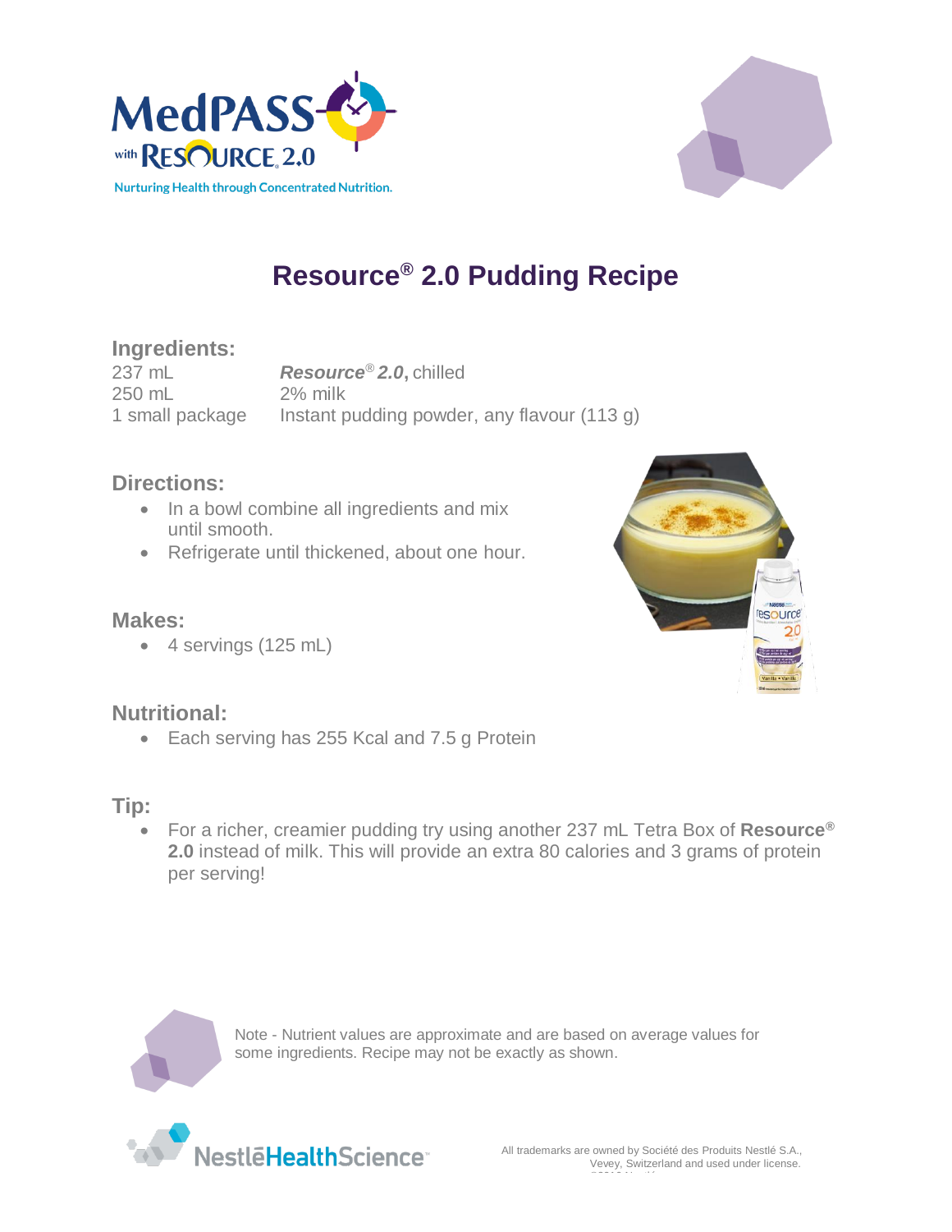MedPASS with RESOURCE 2.0

Nurturing Health through Concentrated Nutrition.

# Resource® 2.0 Pudding Recipe

## Ingredients:

| | |
|---|---|
| 237 mL | ***Resource® 2.0***, chilled |
| 250 mL | 2% milk |
| 1 small package | Instant pudding powder, any flavour (113 g) |

## Directions:

- In a bowl combine all ingredients and mix until smooth.
- Refrigerate until thickened, about one hour.

## Makes:

- 4 servings (125 mL)

## Nutritional:

- Each serving has 255 Kcal and 7.5 g Protein

## Tip:

- For a richer, creamier pudding try using another 237 mL Tetra Box of **Resource® 2.0** instead of milk. This will provide an extra 80 calories and 3 grams of protein per serving!

Note - Nutrient values are approximate and are based on average values for some ingredients. Recipe may not be exactly as shown.

NestléHealthScience

All trademarks are owned by Société des Produits Nestlé S.A., Vevey, Switzerland and used under license.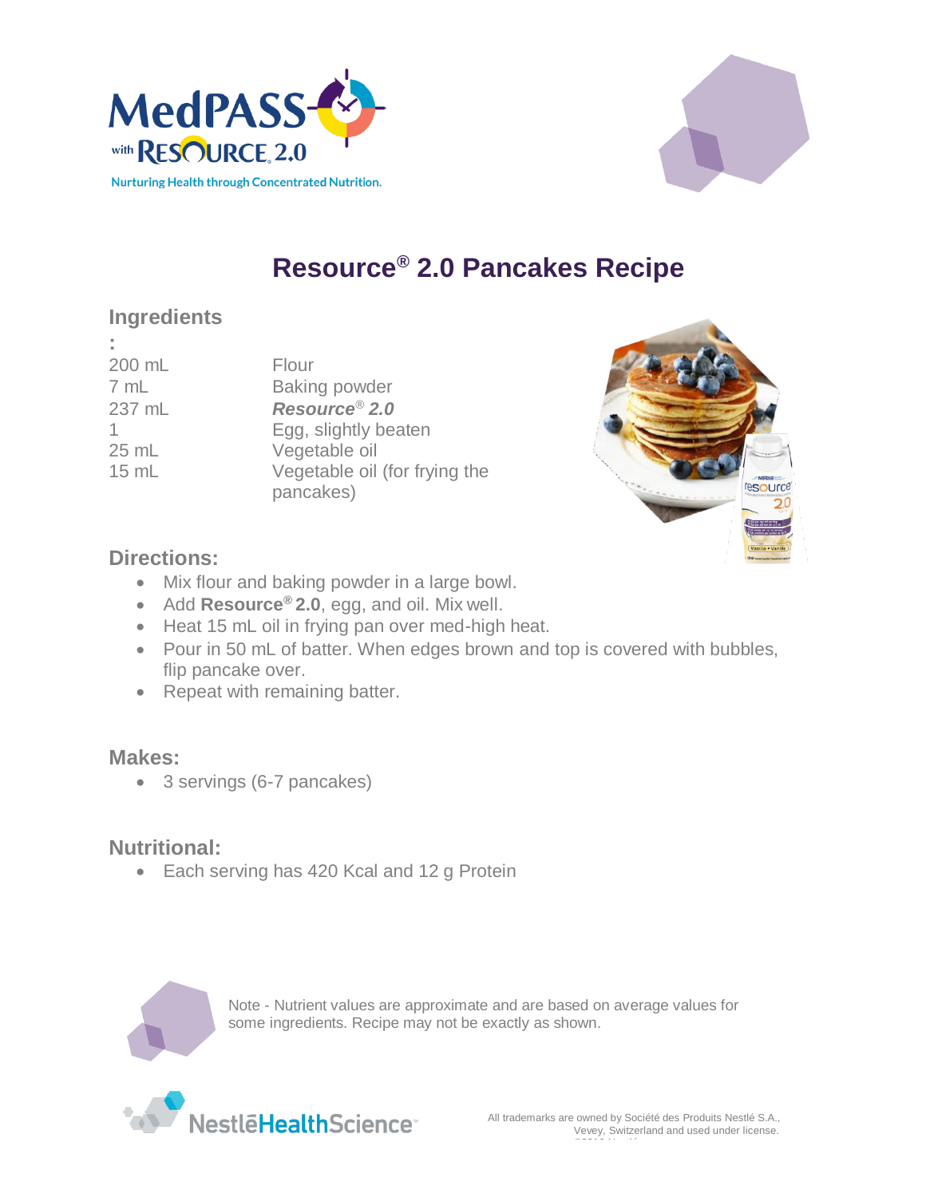MedPASS with RESOURCE 2.0

Nurturing Health through Concentrated Nutrition.

# Resource® 2.0 Pancakes Recipe

## Ingredients:

| | |
|---|---|
| 200 mL | Flour |
| 7 mL | Baking powder |
| 237 mL | ***Resource® 2.0*** |
| 1 | Egg, slightly beaten |
| 25 mL | Vegetable oil |
| 15 mL | Vegetable oil (for frying the pancakes) |

## Directions:

- Mix flour and baking powder in a large bowl.
- Add **Resource® 2.0**, egg, and oil. Mix well.
- Heat 15 mL oil in frying pan over med-high heat.
- Pour in 50 mL of batter. When edges brown and top is covered with bubbles, flip pancake over.
- Repeat with remaining batter.

## Makes:

- 3 servings (6-7 pancakes)

## Nutritional:

- Each serving has 420 Kcal and 12 g Protein

Note - Nutrient values are approximate and are based on average values for some ingredients. Recipe may not be exactly as shown.

NestléHealthScience

All trademarks are owned by Société des Produits Nestlé S.A., Vevey, Switzerland and used under license.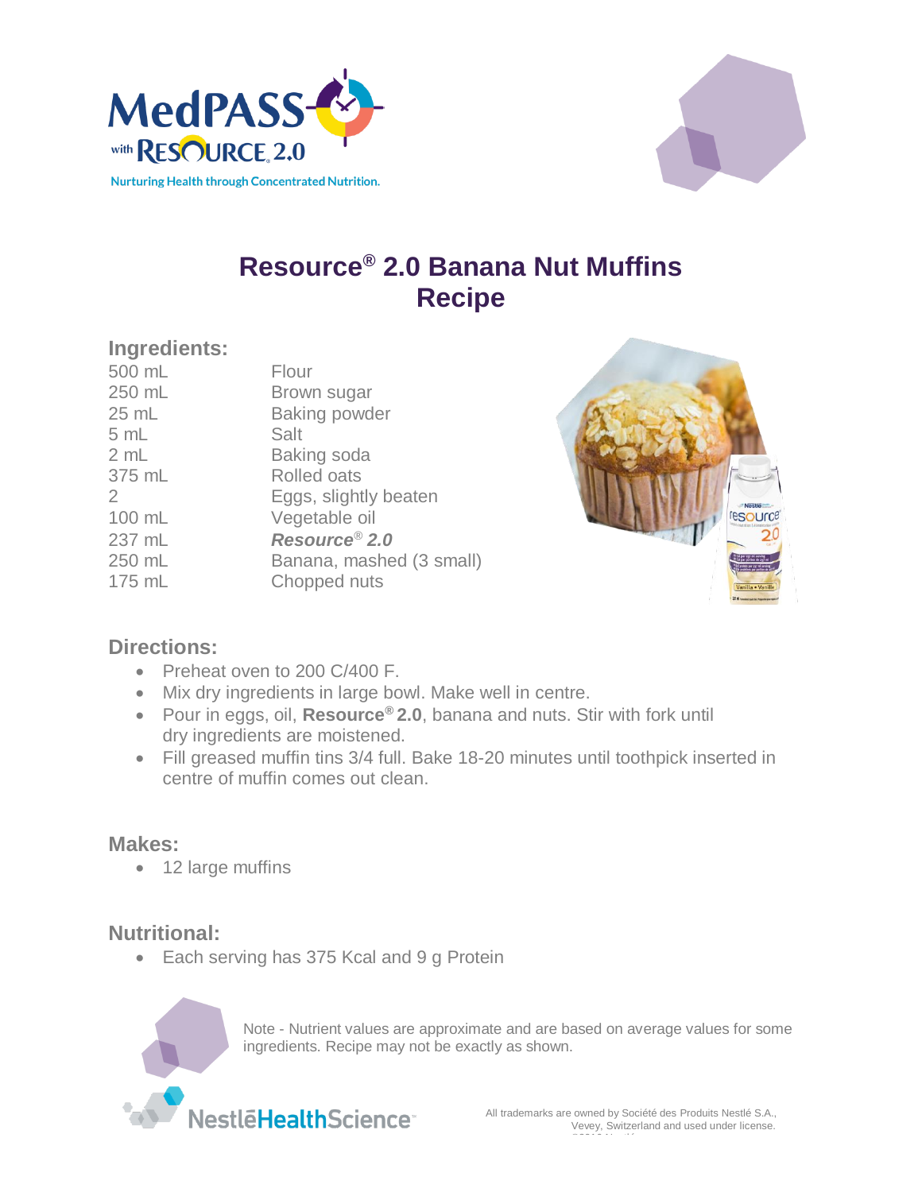MedPASS with RESOURCE 2.0

Nurturing Health through Concentrated Nutrition.

# Resource® 2.0 Banana Nut Muffins Recipe

## Ingredients:

| | |
|---|---|
| 500 mL | Flour |
| 250 mL | Brown sugar |
| 25 mL | Baking powder |
| 5 mL | Salt |
| 2 mL | Baking soda |
| 375 mL | Rolled oats |
| 2 | Eggs, slightly beaten |
| 100 mL | Vegetable oil |
| 237 mL | ***Resource® 2.0*** |
| 250 mL | Banana, mashed (3 small) |
| 175 mL | Chopped nuts |

## Directions:

- Preheat oven to 200 C/400 F.
- Mix dry ingredients in large bowl. Make well in centre.
- Pour in eggs, oil, **Resource® 2.0**, banana and nuts. Stir with fork until dry ingredients are moistened.
- Fill greased muffin tins 3/4 full. Bake 18-20 minutes until toothpick inserted in centre of muffin comes out clean.

## Makes:

- 12 large muffins

## Nutritional:

- Each serving has 375 Kcal and 9 g Protein

Note - Nutrient values are approximate and are based on average values for some ingredients. Recipe may not be exactly as shown.

NestléHealthScience

All trademarks are owned by Société des Produits Nestlé S.A., Vevey, Switzerland and used under license.